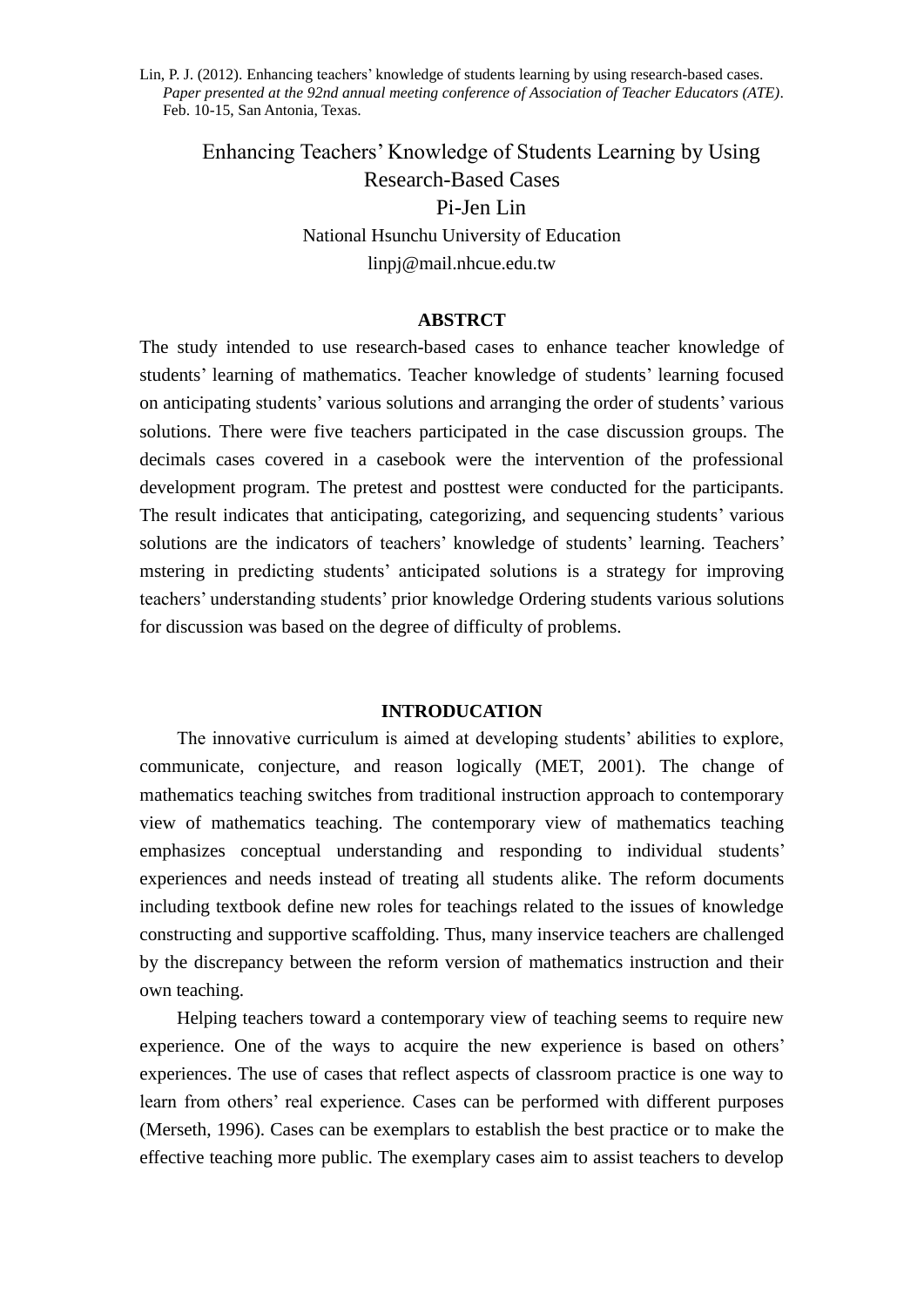Lin, P. J. (2012). Enhancing teachers' knowledge of students learning by using research-based cases. *Paper presented at the 92nd annual meeting conference of Association of Teacher Educators (ATE)*. Feb. 10-15, San Antonia, Texas.

# Enhancing Teachers' Knowledge of Students Learning by Using Research-Based Cases

Pi-Jen Lin

National Hsunchu University of Education

linpj@mail.nhcue.edu.tw

## ABSTRCT

The study intended to use research-based cases to enhance teacher knowledge of students' learning of mathematics. Teacher knowledge of students' learning focused on anticipating students' various solutions and arranging the order of students' various solutions. There were five teachers participated in the case discussion groups. The decimals cases covered in a casebook were the intervention of the professional development program. The pretest and posttest were conducted for the participants. The result indicates that anticipating, categorizing, and sequencing students' various solutions are the indicators of teachers' knowledge of students' learning. Teachers' mstering in predicting students' anticipated solutions is a strategy for improving teachers' understanding students' prior knowledge Ordering students various solutions for discussion was based on the degree of difficulty of problems.

## INTRODUCATION

The innovative curriculum is aimed at developing students' abilities to explore, communicate, conjecture, and reason logically (MET, 2001). The change of mathematics teaching switches from traditional instruction approach to contemporary view of mathematics teaching. The contemporary view of mathematics teaching emphasizes conceptual understanding and responding to individual students' experiences and needs instead of treating all students alike. The reform documents including textbook define new roles for teachings related to the issues of knowledge constructing and supportive scaffolding. Thus, many inservice teachers are challenged by the discrepancy between the reform version of mathematics instruction and their own teaching.

Helping teachers toward a contemporary view of teaching seems to require new experience. One of the ways to acquire the new experience is based on others' experiences. The use of cases that reflect aspects of classroom practice is one way to learn from others' real experience. Cases can be performed with different purposes (Merseth, 1996). Cases can be exemplars to establish the best practice or to make the effective teaching more public. The exemplary cases aim to assist teachers to develop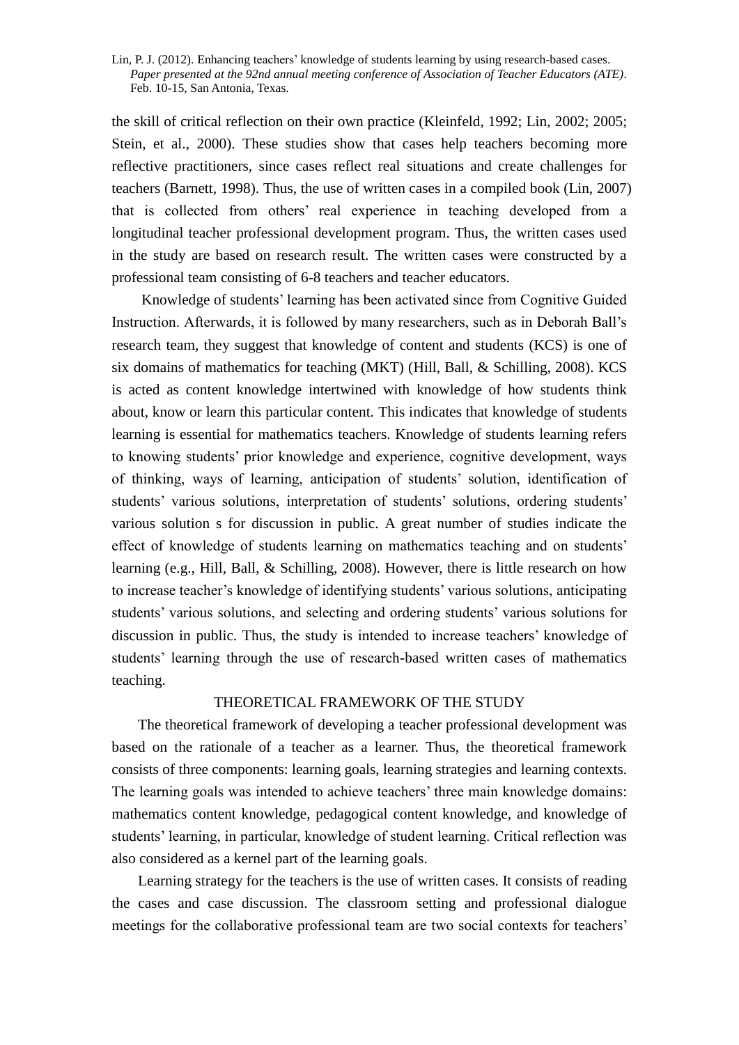the skill of critical reflection on their own practice (Kleinfeld, 1992; Lin, 2002; 2005; Stein, et al., 2000). These studies show that cases help teachers becoming more reflective practitioners, since cases reflect real situations and create challenges for teachers (Barnett, 1998). Thus, the use of written cases in a compiled book (Lin, 2007) that is collected from others' real experience in teaching developed from a longitudinal teacher professional development program. Thus, the written cases used in the study are based on research result. The written cases were constructed by a professional team consisting of 6-8 teachers and teacher educators.

Knowledge of students' learning has been activated since from Cognitive Guided Instruction. Afterwards, it is followed by many researchers, such as in Deborah Ball's research team, they suggest that knowledge of content and students (KCS) is one of six domains of mathematics for teaching (MKT) (Hill, Ball, & Schilling, 2008). KCS is acted as content knowledge intertwined with knowledge of how students think about, know or learn this particular content. This indicates that knowledge of students learning is essential for mathematics teachers. Knowledge of students learning refers to knowing students' prior knowledge and experience, cognitive development, ways of thinking, ways of learning, anticipation of students' solution, identification of students' various solutions, interpretation of students' solutions, ordering students' various solution s for discussion in public. A great number of studies indicate the effect of knowledge of students learning on mathematics teaching and on students' learning (e.g., Hill, Ball, & Schilling, 2008). However, there is little research on how to increase teacher's knowledge of identifying students' various solutions, anticipating students' various solutions, and selecting and ordering students' various solutions for discussion in public. Thus, the study is intended to increase teachers' knowledge of students' learning through the use of research-based written cases of mathematics teaching.

## THEORETICAL FRAMEWORK OF THE STUDY

The theoretical framework of developing a teacher professional development was based on the rationale of a teacher as a learner. Thus, the theoretical framework consists of three components: learning goals, learning strategies and learning contexts. The learning goals was intended to achieve teachers' three main knowledge domains: mathematics content knowledge, pedagogical content knowledge, and knowledge of students' learning, in particular, knowledge of student learning. Critical reflection was also considered as a kernel part of the learning goals.

Learning strategy for the teachers is the use of written cases. It consists of reading the cases and case discussion. The classroom setting and professional dialogue meetings for the collaborative professional team are two social contexts for teachers'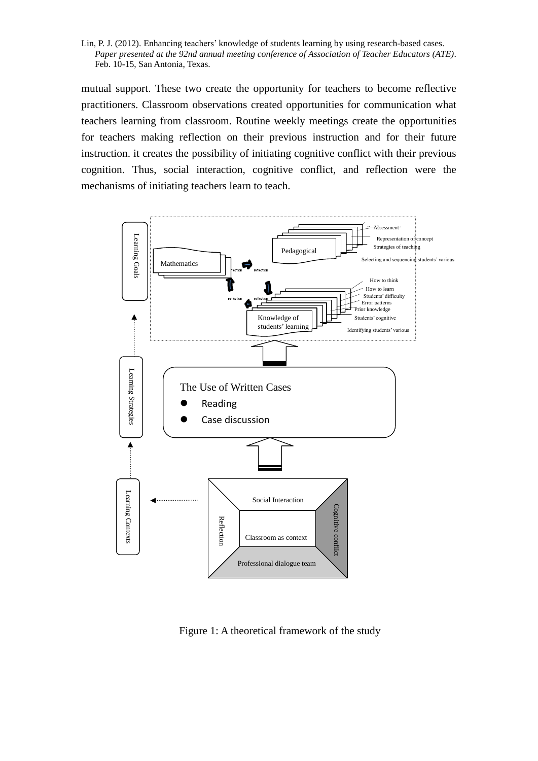mutual support. These two create the opportunity for teachers to become reflective practitioners. Classroom observations created opportunities for communication what teachers learning from classroom. Routine weekly meetings create the opportunities for teachers making reflection on their previous instruction and for their future instruction. it creates the possibility of initiating cognitive conflict with their previous cognition. Thus, social interaction, cognitive conflict, and reflection were the mechanisms of initiating teachers learn to teach.

Learning Goals

Mathematics — reflection — Pedagogical — reflection — Knowledge of students' learning

Pedagogical: Assessment; Representation of concept; Strategies of teaching; Selecting and sequencing students' various

Knowledge of students' learning: How to think; How to learn; Students' difficulty; Error patterns; Prior knowledge; Students' cognitive; Identifying students' various

Learning Strategies

The Use of Written Cases
- Reading
- Case discussion

Learning Contexts

Social Interaction; Reflection; Cognitive conflict; Classroom as context; Professional dialogue team

Figure 1: A theoretical framework of the study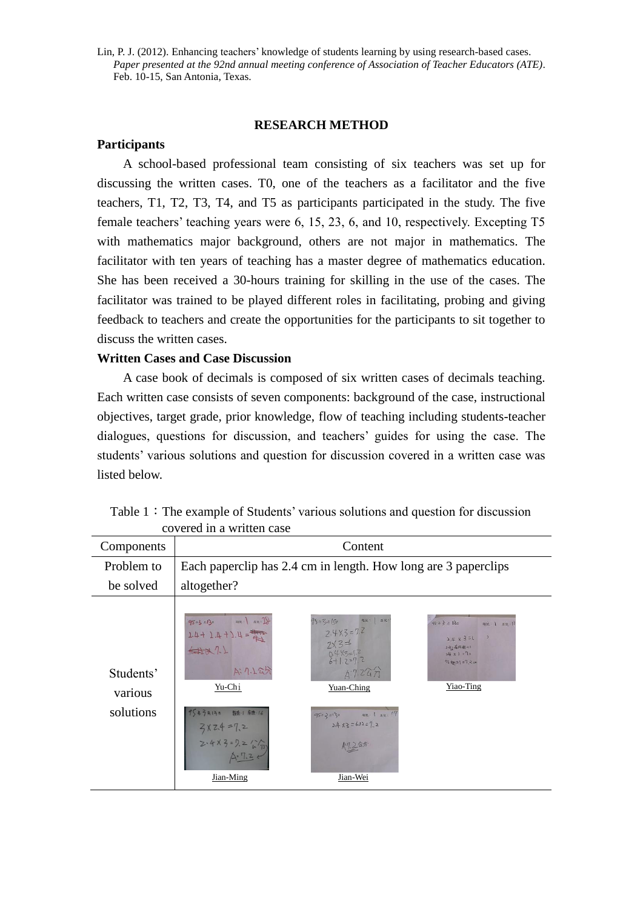Lin, P. J. (2012). Enhancing teachers' knowledge of students learning by using research-based cases. *Paper presented at the 92nd annual meeting conference of Association of Teacher Educators (ATE)*. Feb. 10-15, San Antonia, Texas.

## RESEARCH METHOD

### Participants

A school-based professional team consisting of six teachers was set up for discussing the written cases. T0, one of the teachers as a facilitator and the five teachers, T1, T2, T3, T4, and T5 as participants participated in the study. The five female teachers' teaching years were 6, 15, 23, 6, and 10, respectively. Excepting T5 with mathematics major background, others are not major in mathematics. The facilitator with ten years of teaching has a master degree of mathematics education. She has been received a 30-hours training for skilling in the use of the cases. The facilitator was trained to be played different roles in facilitating, probing and giving feedback to teachers and create the opportunities for the participants to sit together to discuss the written cases.

### Written Cases and Case Discussion

A case book of decimals is composed of six written cases of decimals teaching. Each written case consists of seven components: background of the case, instructional objectives, target grade, prior knowledge, flow of teaching including students-teacher dialogues, questions for discussion, and teachers' guides for using the case. The students' various solutions and question for discussion covered in a written case was listed below.

Table 1：The example of Students' various solutions and question for discussion covered in a written case

| Components | Content |
|---|---|
| Problem to be solved | Each paperclip has 2.4 cm in length. How long are 3 paperclips altogether? |
| Students' various solutions | Yu-Chi; Yuan-Ching; Yiao-Ting; Jian-Ming; Jian-Wei |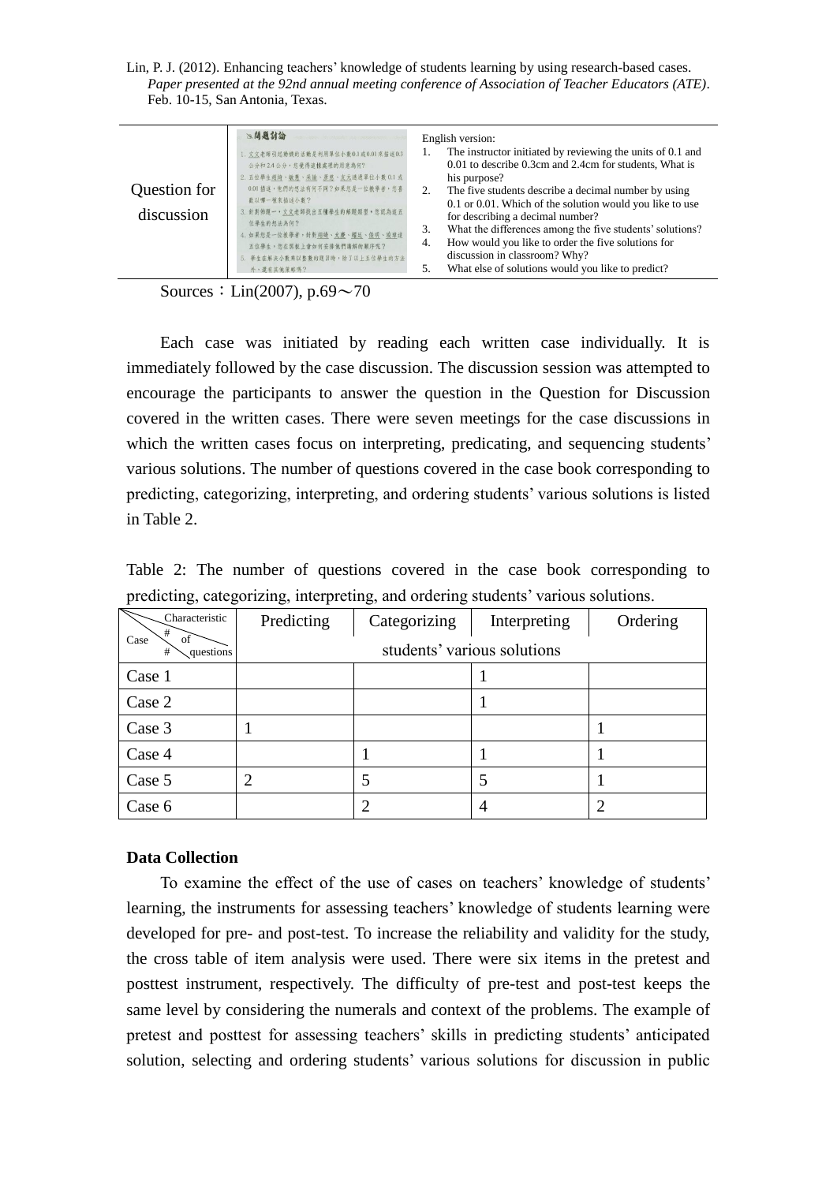| Question for discussion | ✎問題討論<br>1. 文文老師引起動機的活動是利用單位小數0.1或0.01來描述0.3公分和2.4公分，您覺得這樣處理的用意為何？<br>2. 五位學生翊綺、敏慧、承諭、彥琪、文文透過單位小數0.1或0.01描述，他們的想法有何不同？如果您是一位教學者，您喜歡以哪一種來描述小數？<br>3. 針對佈題一，文文老師找出五種學生的解題類型，您認為這五位學生的想法為何？<br>4. 如果您是一位教學者，針對翊綺、文慶、耀廷、俊碩、瑜璉這五位學生，您在黑板上會如何安排他們講解的順序呢？<br>5. 學生在解決小數乘以整數的題目時，除了以上五位學生的方法外，還有其他策略嗎？ | English version:<br>1. The instructor initiated by reviewing the units of 0.1 and 0.01 to describe 0.3cm and 2.4cm for students, What is his purpose?<br>2. The five students describe a decimal number by using 0.1 or 0.01. Which of the solution would you like to use for describing a decimal number?<br>3. What the differences among the five students' solutions?<br>4. How would you like to order the five solutions for discussion in classroom? Why?<br>5. What else of solutions would you like to predict? |
|---|---|---|

Sources：Lin(2007), p.69～70

Each case was initiated by reading each written case individually. It is immediately followed by the case discussion. The discussion session was attempted to encourage the participants to answer the question in the Question for Discussion covered in the written cases. There were seven meetings for the case discussions in which the written cases focus on interpreting, predicating, and sequencing students' various solutions. The number of questions covered in the case book corresponding to predicting, categorizing, interpreting, and ordering students' various solutions is listed in Table 2.

Table 2: The number of questions covered in the case book corresponding to predicting, categorizing, interpreting, and ordering students' various solutions.

| Case # \ Characteristic / # of questions | Predicting | Categorizing | Interpreting | Ordering |
|---|---|---|---|---|
| | students' various solutions | | | |
| Case 1 | | | 1 | |
| Case 2 | | | 1 | |
| Case 3 | 1 | | | 1 |
| Case 4 | | 1 | 1 | 1 |
| Case 5 | 2 | 5 | 5 | 1 |
| Case 6 | | 2 | 4 | 2 |

**Data Collection**

To examine the effect of the use of cases on teachers' knowledge of students' learning, the instruments for assessing teachers' knowledge of students learning were developed for pre- and post-test. To increase the reliability and validity for the study, the cross table of item analysis were used. There were six items in the pretest and posttest instrument, respectively. The difficulty of pre-test and post-test keeps the same level by considering the numerals and context of the problems. The example of pretest and posttest for assessing teachers' skills in predicting students' anticipated solution, selecting and ordering students' various solutions for discussion in public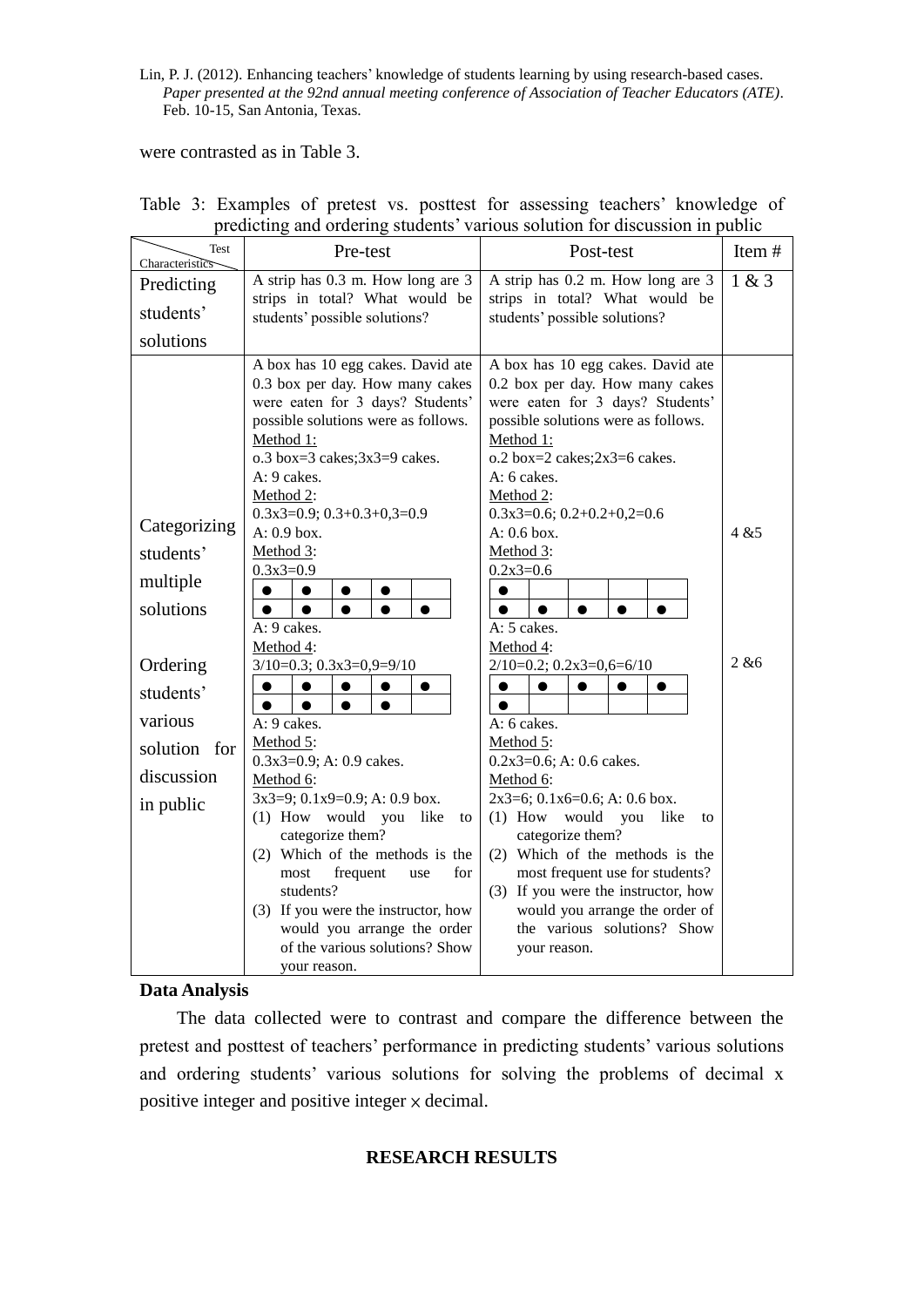were contrasted as in Table 3.

Table 3: Examples of pretest vs. posttest for assessing teachers' knowledge of predicting and ordering students' various solution for discussion in public

| Characteristics \ Test | Pre-test | Post-test | Item # |
|---|---|---|---|
| Predicting students' solutions | A strip has 0.3 m. How long are 3 strips in total? What would be students' possible solutions? | A strip has 0.2 m. How long are 3 strips in total? What would be students' possible solutions? | 1 & 3 |
| Categorizing students' multiple solutions<br><br>Ordering students' various solution for discussion in public | A box has 10 egg cakes. David ate 0.3 box per day. How many cakes were eaten for 3 days? Students' possible solutions were as follows.<br>Method 1:<br>o.3 box=3 cakes;3x3=9 cakes.<br>A: 9 cakes.<br>Method 2:<br>0.3x3=0.9; 0.3+0.3+0,3=0.9<br>A: 0.9 box.<br>Method 3:<br>0.3x3=0.9<br>● ● ● ●<br>● ● ● ● ●<br>A: 9 cakes.<br>Method 4:<br>3/10=0.3; 0.3x3=0,9=9/10<br>● ● ● ● ●<br>● ● ● ●<br>A: 9 cakes.<br>Method 5:<br>0.3x3=0.9; A: 0.9 cakes.<br>Method 6:<br>3x3=9; 0.1x9=0.9; A: 0.9 box.<br>(1) How would you like to categorize them?<br>(2) Which of the methods is the most frequent use for students?<br>(3) If you were the instructor, how would you arrange the order of the various solutions? Show your reason. | A box has 10 egg cakes. David ate 0.2 box per day. How many cakes were eaten for 3 days? Students' possible solutions were as follows.<br>Method 1:<br>o.2 box=2 cakes;2x3=6 cakes.<br>A: 6 cakes.<br>Method 2:<br>0.3x3=0.6; 0.2+0.2+0,2=0.6<br>A: 0.6 box.<br>Method 3:<br>0.2x3=0.6<br>●<br>● ● ● ● ●<br>A: 5 cakes.<br>Method 4:<br>2/10=0.2; 0.2x3=0,6=6/10<br>● ● ● ● ●<br>●<br>A: 6 cakes.<br>Method 5:<br>0.2x3=0.6; A: 0.6 cakes.<br>Method 6:<br>2x3=6; 0.1x6=0.6; A: 0.6 box.<br>(1) How would you like to categorize them?<br>(2) Which of the methods is the most frequent use for students?<br>(3) If you were the instructor, how would you arrange the order of the various solutions? Show your reason. | 4 &5<br><br>2 &6 |

**Data Analysis**

The data collected were to contrast and compare the difference between the pretest and posttest of teachers' performance in predicting students' various solutions and ordering students' various solutions for solving the problems of decimal x positive integer and positive integer × decimal.

## RESEARCH RESULTS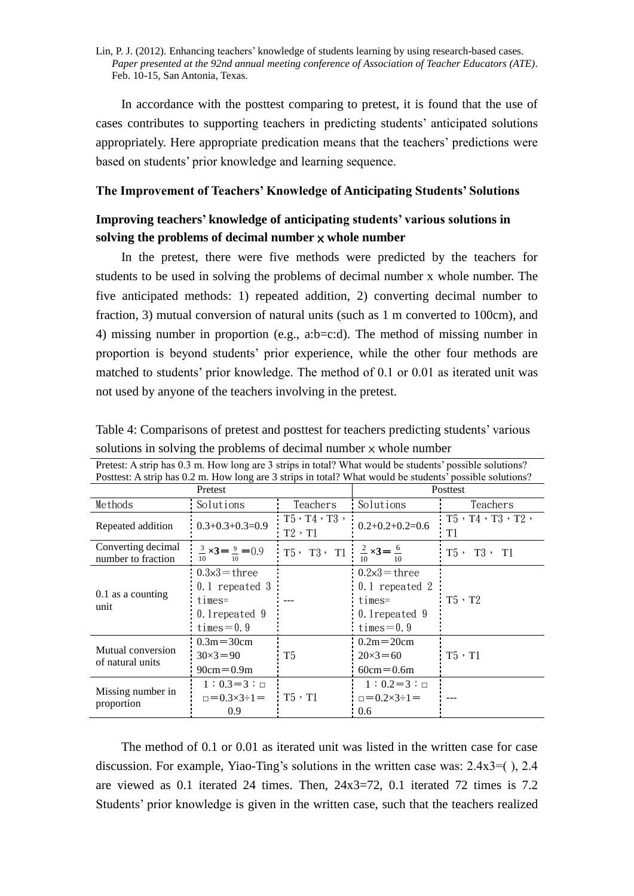In accordance with the posttest comparing to pretest, it is found that the use of cases contributes to supporting teachers in predicting students' anticipated solutions appropriately. Here appropriate predication means that the teachers' predictions were based on students' prior knowledge and learning sequence.

### The Improvement of Teachers' Knowledge of Anticipating Students' Solutions

### Improving teachers' knowledge of anticipating students' various solutions in solving the problems of decimal number × whole number

In the pretest, there were five methods were predicted by the teachers for students to be used in solving the problems of decimal number x whole number. The five anticipated methods: 1) repeated addition, 2) converting decimal number to fraction, 3) mutual conversion of natural units (such as 1 m converted to 100cm), and 4) missing number in proportion (e.g., a:b=c:d). The method of missing number in proportion is beyond students' prior experience, while the other four methods are matched to students' prior knowledge. The method of 0.1 or 0.01 as iterated unit was not used by anyone of the teachers involving in the pretest.

Table 4: Comparisons of pretest and posttest for teachers predicting students' various solutions in solving the problems of decimal number × whole number

Pretest: A strip has 0.3 m. How long are 3 strips in total? What would be students' possible solutions?
Posttest: A strip has 0.2 m. How long are 3 strips in total? What would be students' possible solutions?

| | Pretest | | Posttest | |
|---|---|---|---|---|
| Methods | Solutions | Teachers | Solutions | Teachers |
| Repeated addition | 0.3+0.3+0.3=0.9 | T5，T4，T3，T2，T1 | 0.2+0.2+0.2=0.6 | T5，T4，T3，T2，T1 |
| Converting decimal number to fraction | $\frac{3}{10}\times 3=\frac{9}{10}=0.9$ | T5， T3， T1 | $\frac{2}{10}\times 3=\frac{6}{10}$ | T5， T3， T1 |
| 0.1 as a counting unit | 0.3×3＝three 0.1 repeated 3 times= 0.1repeated 9 times＝0.9 | --- | 0.2×3＝three 0.1 repeated 2 times= 0.1repeated 9 times＝0.9 | T5，T2 |
| Mutual conversion of natural units | 0.3m＝30cm 30×3＝90 90cm＝0.9m | T5 | 0.2m＝20cm 20×3＝60 60cm＝0.6m | T5，T1 |
| Missing number in proportion | 1：0.3＝3：□ □＝0.3×3÷1＝0.9 | T5，T1 | 1：0.2＝3：□ □＝0.2×3÷1＝0.6 | --- |

The method of 0.1 or 0.01 as iterated unit was listed in the written case for case discussion. For example, Yiao-Ting's solutions in the written case was: 2.4x3=( ), 2.4 are viewed as 0.1 iterated 24 times. Then, 24x3=72, 0.1 iterated 72 times is 7.2 Students' prior knowledge is given in the written case, such that the teachers realized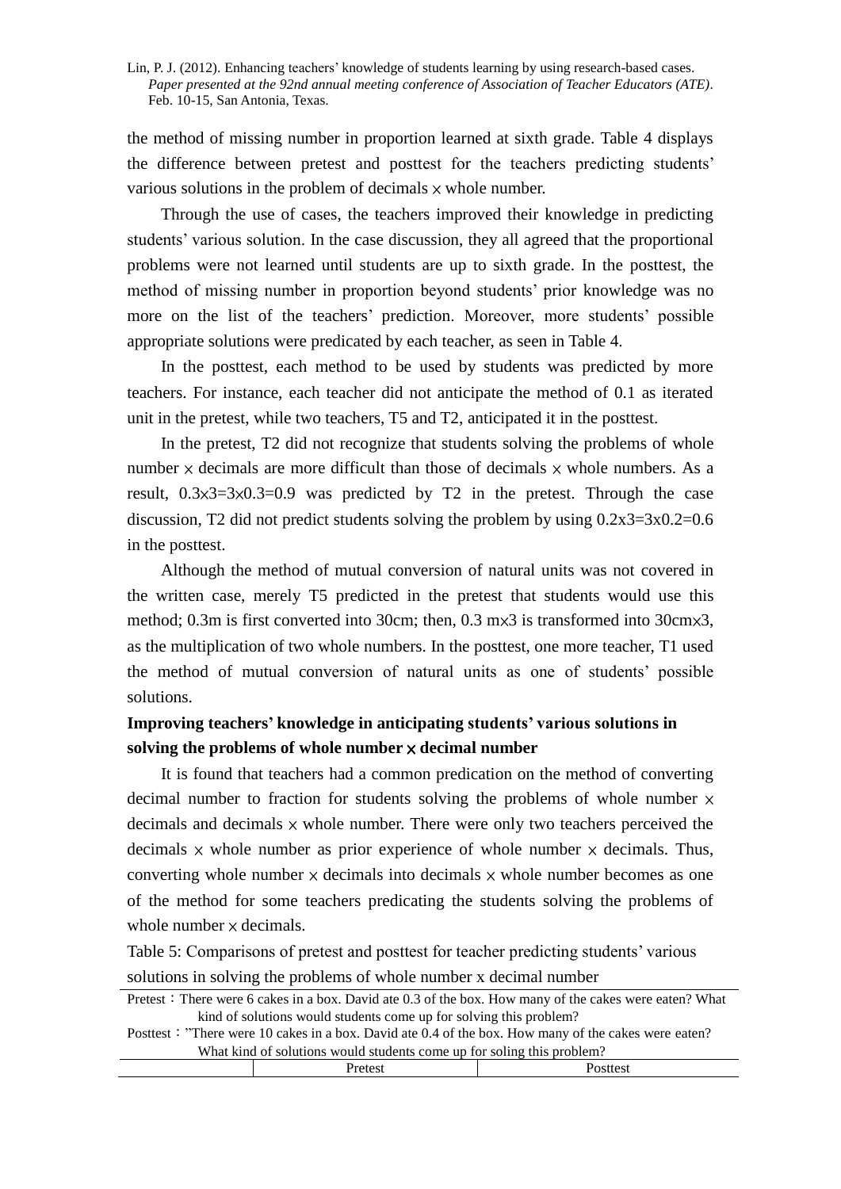the method of missing number in proportion learned at sixth grade. Table 4 displays the difference between pretest and posttest for the teachers predicting students' various solutions in the problem of decimals × whole number.

Through the use of cases, the teachers improved their knowledge in predicting students' various solution. In the case discussion, they all agreed that the proportional problems were not learned until students are up to sixth grade. In the posttest, the method of missing number in proportion beyond students' prior knowledge was no more on the list of the teachers' prediction. Moreover, more students' possible appropriate solutions were predicated by each teacher, as seen in Table 4.

In the posttest, each method to be used by students was predicted by more teachers. For instance, each teacher did not anticipate the method of 0.1 as iterated unit in the pretest, while two teachers, T5 and T2, anticipated it in the posttest.

In the pretest, T2 did not recognize that students solving the problems of whole number × decimals are more difficult than those of decimals × whole numbers. As a result, $0.3\times3=3\times0.3=0.9$ was predicted by T2 in the pretest. Through the case discussion, T2 did not predict students solving the problem by using $0.2\text{x}3=3\text{x}0.2=0.6$ in the posttest.

Although the method of mutual conversion of natural units was not covered in the written case, merely T5 predicted in the pretest that students would use this method; 0.3m is first converted into 30cm; then, 0.3 m×3 is transformed into 30cm×3, as the multiplication of two whole numbers. In the posttest, one more teacher, T1 used the method of mutual conversion of natural units as one of students' possible solutions.

**Improving teachers' knowledge in anticipating students' various solutions in solving the problems of whole number × decimal number**

It is found that teachers had a common predication on the method of converting decimal number to fraction for students solving the problems of whole number × decimals and decimals × whole number. There were only two teachers perceived the decimals × whole number as prior experience of whole number × decimals. Thus, converting whole number × decimals into decimals × whole number becomes as one of the method for some teachers predicating the students solving the problems of whole number × decimals.

Table 5: Comparisons of pretest and posttest for teacher predicting students' various solutions in solving the problems of whole number x decimal number

Pretest：There were 6 cakes in a box. David ate 0.3 of the box. How many of the cakes were eaten? What kind of solutions would students come up for solving this problem?

Posttest："There were 10 cakes in a box. David ate 0.4 of the box. How many of the cakes were eaten? What kind of solutions would students come up for soling this problem?

| | Pretest | Posttest |
|---|---|---|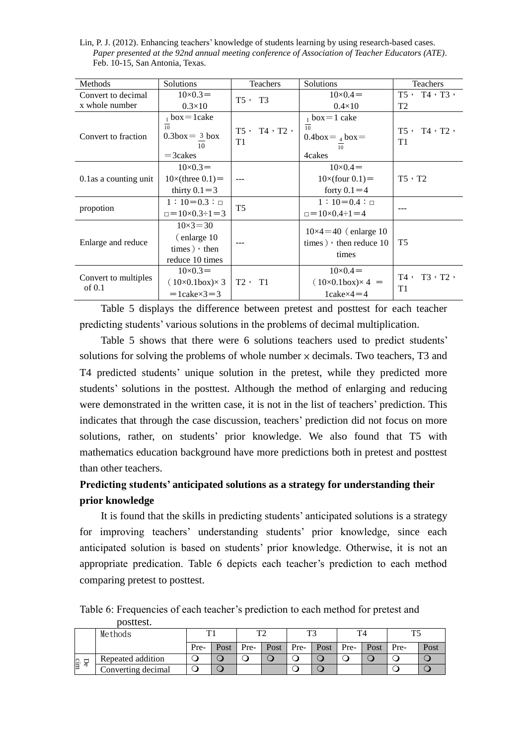| Methods | Solutions | Teachers | Solutions | Teachers |
|---|---|---|---|---|
| Convert to decimal x whole number | $10\times0.3=$ $0.3\times10$ | T5， T3 | $10\times0.4=$ $0.4\times10$ | T5， T4，T3，T2 |
| Convert to fraction | $\frac{1}{10}$ box＝1cake $0.3\text{box}=\frac{3}{10}$ box ＝3cakes | T5， T4，T2，T1 | $\frac{1}{10}$ box＝1 cake $0.4\text{box}=\frac{4}{10}$ box＝ 4cakes | T5， T4，T2，T1 |
| 0.1as a counting unit | $10\times0.3=$ $10\times$(three 0.1)＝ thirty 0.1＝3 | --- | $10\times0.4=$ $10\times$(four 0.1)＝ forty 0.1＝4 | T5，T2 |
| propotion | $1:10=0.3:\square$ $\square=10\times0.3\div1=3$ | T5 | $1:10=0.4:\square$ $\square=10\times0.4\div1=4$ | --- |
| Enlarge and reduce | $10\times3=30$ (enlarge 10 times)，then reduce 10 times | --- | $10\times4=40$ (enlarge 10 times)，then reduce 10 times | T5 |
| Convert to multiples of 0.1 | $10\times0.3=$ $(10\times0.1\text{box})\times3$ ＝1cake×3＝3 | T2， T1 | $10\times0.4=$ $(10\times0.1\text{box})\times4=$ 1cake×4＝4 | T4， T3，T2，T1 |

Table 5 displays the difference between pretest and posttest for each teacher predicting students' various solutions in the problems of decimal multiplication.

Table 5 shows that there were 6 solutions teachers used to predict students' solutions for solving the problems of whole number × decimals. Two teachers, T3 and T4 predicted students' unique solution in the pretest, while they predicted more students' solutions in the posttest. Although the method of enlarging and reducing were demonstrated in the written case, it is not in the list of teachers' prediction. This indicates that through the case discussion, teachers' prediction did not focus on more solutions, rather, on students' prior knowledge. We also found that T5 with mathematics education background have more predictions both in pretest and posttest than other teachers.

**Predicting students' anticipated solutions as a strategy for understanding their prior knowledge**

It is found that the skills in predicting students' anticipated solutions is a strategy for improving teachers' understanding students' prior knowledge, since each anticipated solution is based on students' prior knowledge. Otherwise, it is not an appropriate predication. Table 6 depicts each teacher's prediction to each method comparing pretest to posttest.

Table 6: Frequencies of each teacher's prediction to each method for pretest and posttest.

| | Methods | T1 | | T2 | | T3 | | T4 | | T5 | |
|---|---|---|---|---|---|---|---|---|---|---|---|
| | | Pre- | Post | Pre- | Post | Pre- | Post | Pre- | Post | Pre- | Post |
| Decim | Repeated addition | ❍ | ❍ | ❍ | ❍ | ❍ | ❍ | ❍ | ❍ | ❍ | ❍ |
| | Converting decimal | ❍ | ❍ | | | ❍ | ❍ | | | ❍ | ❍ |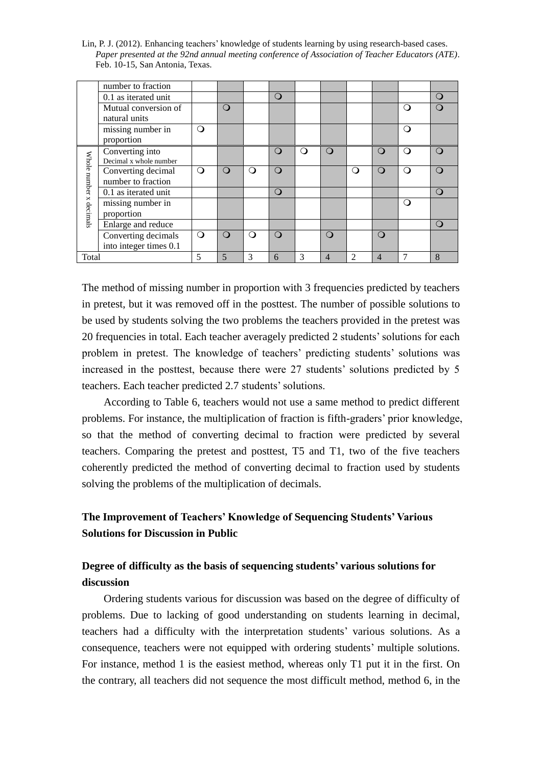| | | | | | | | | | | | |
|---|---|---|---|---|---|---|---|---|---|---|---|
| | number to fraction | | | | | | | | | | |
| | 0.1 as iterated unit | | | | ○ | | | | | | ○ |
| | Mutual conversion of natural units | | ○ | | | | | | | ○ | ○ |
| | missing number in proportion | ○ | | | | | | | | ○ | |
| Whole number x decimals | Converting into Decimal x whole number | | | | ○ | ○ | ○ | | ○ | ○ | ○ |
| | Converting decimal number to fraction | ○ | ○ | ○ | ○ | | | ○ | ○ | ○ | ○ |
| | 0.1 as iterated unit | | | | ○ | | | | | | ○ |
| | missing number in proportion | | | | | | | | | ○ | |
| | Enlarge and reduce | | | | | | | | | | ○ |
| | Converting decimals into integer times 0.1 | ○ | ○ | ○ | ○ | | ○ | | ○ | | |
| Total | | 5 | 5 | 3 | 6 | 3 | 4 | 2 | 4 | 7 | 8 |

The method of missing number in proportion with 3 frequencies predicted by teachers in pretest, but it was removed off in the posttest. The number of possible solutions to be used by students solving the two problems the teachers provided in the pretest was 20 frequencies in total. Each teacher averagely predicted 2 students' solutions for each problem in pretest. The knowledge of teachers' predicting students' solutions was increased in the posttest, because there were 27 students' solutions predicted by 5 teachers. Each teacher predicted 2.7 students' solutions.

According to Table 6, teachers would not use a same method to predict different problems. For instance, the multiplication of fraction is fifth-graders' prior knowledge, so that the method of converting decimal to fraction were predicted by several teachers. Comparing the pretest and posttest, T5 and T1, two of the five teachers coherently predicted the method of converting decimal to fraction used by students solving the problems of the multiplication of decimals.

## The Improvement of Teachers' Knowledge of Sequencing Students' Various Solutions for Discussion in Public

### Degree of difficulty as the basis of sequencing students' various solutions for discussion

Ordering students various for discussion was based on the degree of difficulty of problems. Due to lacking of good understanding on students learning in decimal, teachers had a difficulty with the interpretation students' various solutions. As a consequence, teachers were not equipped with ordering students' multiple solutions. For instance, method 1 is the easiest method, whereas only T1 put it in the first. On the contrary, all teachers did not sequence the most difficult method, method 6, in the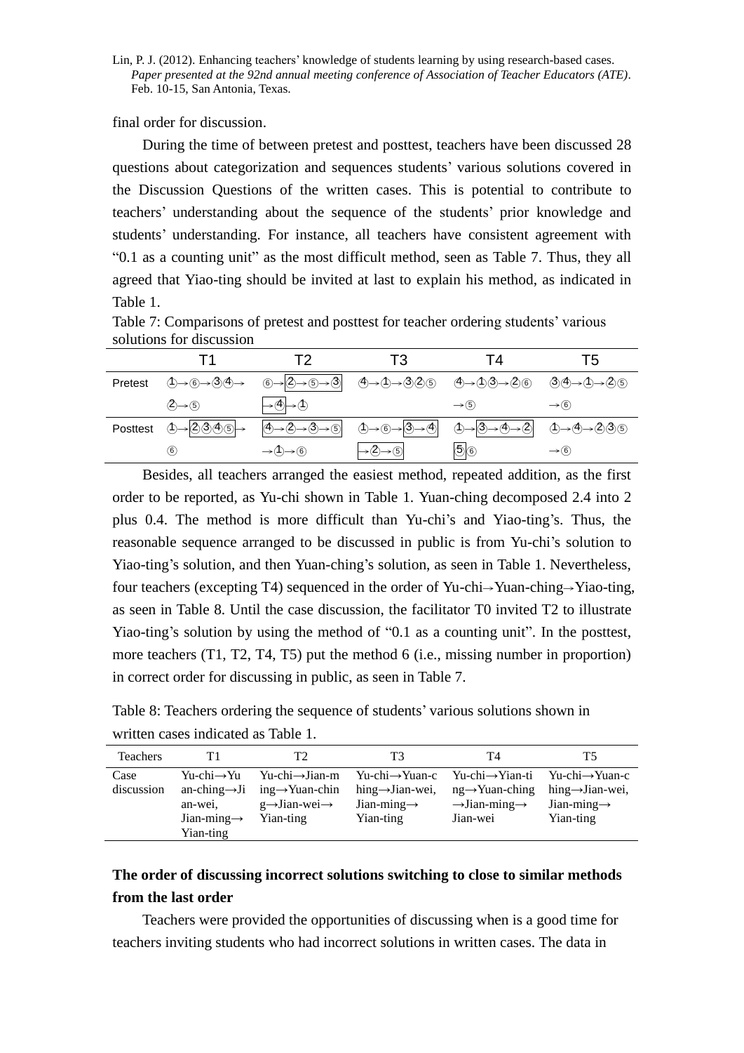final order for discussion.

During the time of between pretest and posttest, teachers have been discussed 28 questions about categorization and sequences students' various solutions covered in the Discussion Questions of the written cases. This is potential to contribute to teachers' understanding about the sequence of the students' prior knowledge and students' understanding. For instance, all teachers have consistent agreement with "0.1 as a counting unit" as the most difficult method, seen as Table 7. Thus, they all agreed that Yiao-ting should be invited at last to explain his method, as indicated in Table 1.

Table 7: Comparisons of pretest and posttest for teacher ordering students' various solutions for discussion

| | T1 | T2 | T3 | T4 | T5 |
|---|---|---|---|---|---|
| Pretest | ①→⑥→③④→②→⑤ | ⑥→②→⑤→③→④→① | ④→①→③②⑤ | ④→①③→②⑥→⑤ | ③④→①→②⑤→⑥ |
| Posttest | ①→②③④⑤→⑥ | ④→②→③→⑤→①→⑥ | ①→⑥→③→④→②→⑤ | ①→③→④→②⑤⑥ | ①→④→②③⑤→⑥ |

Besides, all teachers arranged the easiest method, repeated addition, as the first order to be reported, as Yu-chi shown in Table 1. Yuan-ching decomposed 2.4 into 2 plus 0.4. The method is more difficult than Yu-chi's and Yiao-ting's. Thus, the reasonable sequence arranged to be discussed in public is from Yu-chi's solution to Yiao-ting's solution, and then Yuan-ching's solution, as seen in Table 1. Nevertheless, four teachers (excepting T4) sequenced in the order of Yu-chi→Yuan-ching→Yiao-ting, as seen in Table 8. Until the case discussion, the facilitator T0 invited T2 to illustrate Yiao-ting's solution by using the method of "0.1 as a counting unit". In the posttest, more teachers (T1, T2, T4, T5) put the method 6 (i.e., missing number in proportion) in correct order for discussing in public, as seen in Table 7.

Table 8: Teachers ordering the sequence of students' various solutions shown in written cases indicated as Table 1.

| Teachers | T1 | T2 | T3 | T4 | T5 |
|---|---|---|---|---|---|
| Case discussion | Yu-chi→Yuan-ching→Jian-wei, Jian-ming→Yian-ting | Yu-chi→Jian-ming→Yuan-ching→Jian-wei→Yian-ting | Yu-chi→Yuan-ching→Jian-wei, Jian-ming→Yian-ting | Yu-chi→Yian-ting→Yuan-ching→Jian-ming→Jian-wei | Yu-chi→Yuan-ching→Jian-wei, Jian-ming→Yian-ting |

### The order of discussing incorrect solutions switching to close to similar methods from the last order

Teachers were provided the opportunities of discussing when is a good time for teachers inviting students who had incorrect solutions in written cases. The data in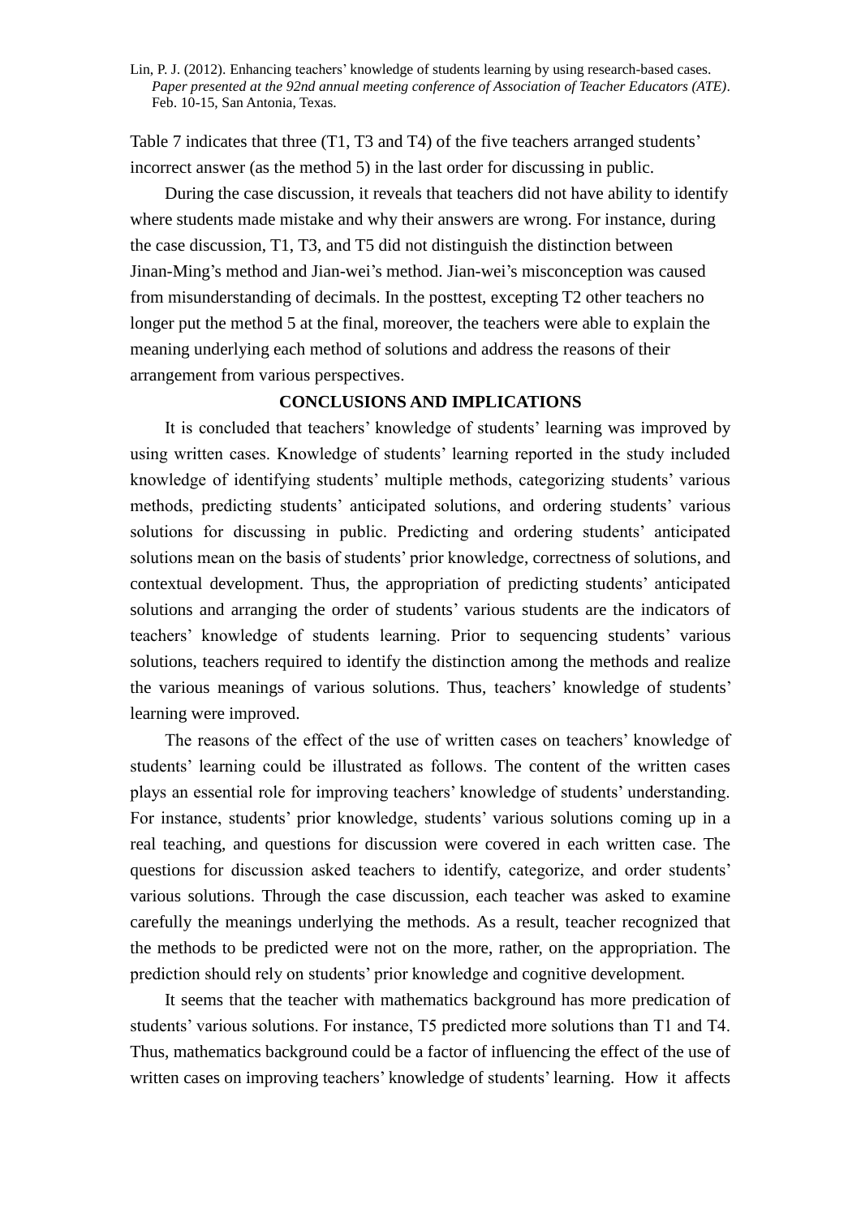Table 7 indicates that three (T1, T3 and T4) of the five teachers arranged students' incorrect answer (as the method 5) in the last order for discussing in public.

During the case discussion, it reveals that teachers did not have ability to identify where students made mistake and why their answers are wrong. For instance, during the case discussion, T1, T3, and T5 did not distinguish the distinction between Jinan-Ming's method and Jian-wei's method. Jian-wei's misconception was caused from misunderstanding of decimals. In the posttest, excepting T2 other teachers no longer put the method 5 at the final, moreover, the teachers were able to explain the meaning underlying each method of solutions and address the reasons of their arrangement from various perspectives.

## CONCLUSIONS AND IMPLICATIONS

It is concluded that teachers' knowledge of students' learning was improved by using written cases. Knowledge of students' learning reported in the study included knowledge of identifying students' multiple methods, categorizing students' various methods, predicting students' anticipated solutions, and ordering students' various solutions for discussing in public. Predicting and ordering students' anticipated solutions mean on the basis of students' prior knowledge, correctness of solutions, and contextual development. Thus, the appropriation of predicting students' anticipated solutions and arranging the order of students' various students are the indicators of teachers' knowledge of students learning. Prior to sequencing students' various solutions, teachers required to identify the distinction among the methods and realize the various meanings of various solutions. Thus, teachers' knowledge of students' learning were improved.

The reasons of the effect of the use of written cases on teachers' knowledge of students' learning could be illustrated as follows. The content of the written cases plays an essential role for improving teachers' knowledge of students' understanding. For instance, students' prior knowledge, students' various solutions coming up in a real teaching, and questions for discussion were covered in each written case. The questions for discussion asked teachers to identify, categorize, and order students' various solutions. Through the case discussion, each teacher was asked to examine carefully the meanings underlying the methods. As a result, teacher recognized that the methods to be predicted were not on the more, rather, on the appropriation. The prediction should rely on students' prior knowledge and cognitive development.

It seems that the teacher with mathematics background has more predication of students' various solutions. For instance, T5 predicted more solutions than T1 and T4. Thus, mathematics background could be a factor of influencing the effect of the use of written cases on improving teachers' knowledge of students' learning. How it affects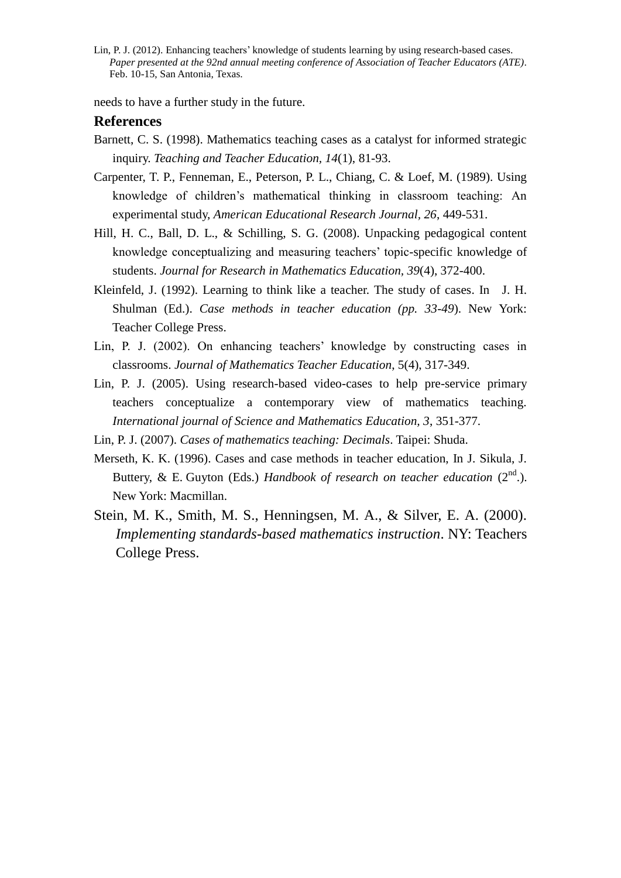needs to have a further study in the future.

## References

Barnett, C. S. (1998). Mathematics teaching cases as a catalyst for informed strategic inquiry. *Teaching and Teacher Education, 14*(1), 81-93.

Carpenter, T. P., Fenneman, E., Peterson, P. L., Chiang, C. & Loef, M. (1989). Using knowledge of children's mathematical thinking in classroom teaching: An experimental study, *American Educational Research Journal*, *26*, 449-531.

Hill, H. C., Ball, D. L., & Schilling, S. G. (2008). Unpacking pedagogical content knowledge conceptualizing and measuring teachers' topic-specific knowledge of students. *Journal for Research in Mathematics Education, 39*(4), 372-400.

Kleinfeld, J. (1992). Learning to think like a teacher. The study of cases. In J. H. Shulman (Ed.). *Case methods in teacher education (pp. 33-49*). New York: Teacher College Press.

Lin, P. J. (2002). On enhancing teachers' knowledge by constructing cases in classrooms. *Journal of Mathematics Teacher Education*, 5(4), 317-349.

Lin, P. J. (2005). Using research-based video-cases to help pre-service primary teachers conceptualize a contemporary view of mathematics teaching. *International journal of Science and Mathematics Education*, *3*, 351-377.

Lin, P. J. (2007). *Cases of mathematics teaching: Decimals*. Taipei: Shuda.

Merseth, K. K. (1996). Cases and case methods in teacher education, In J. Sikula, J. Buttery, & E. Guyton (Eds.) *Handbook of research on teacher education* (2nd.). New York: Macmillan.

Stein, M. K., Smith, M. S., Henningsen, M. A., & Silver, E. A. (2000). *Implementing standards-based mathematics instruction*. NY: Teachers College Press.